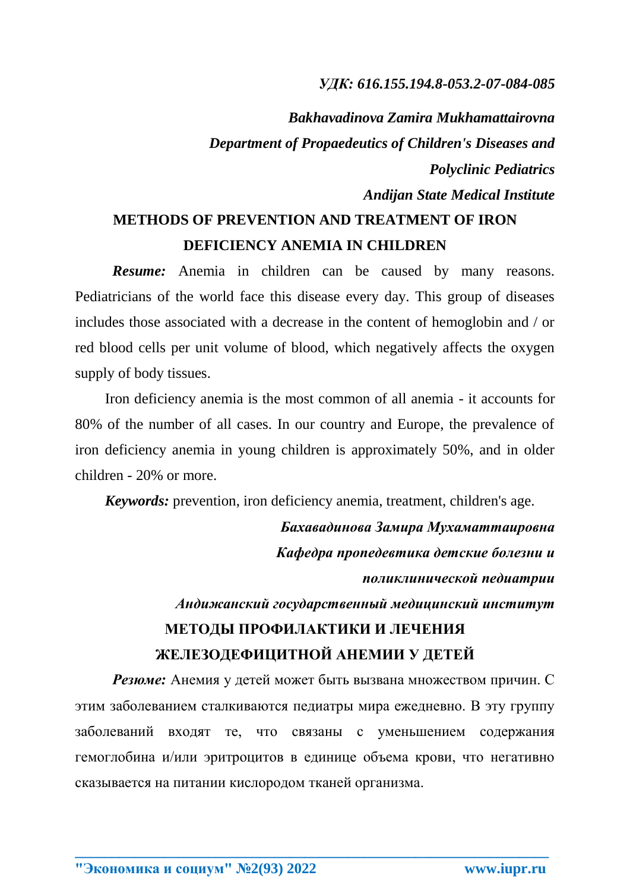*УДК: 616.155.194.8-053.2-07-084-085*

***Bakhavadinova Zamira Mukhamattairovna***

***Department of Propaedeutics of Children's Diseases and Polyclinic Pediatrics***

***Andijan State Medical Institute***

# METHODS OF PREVENTION AND TREATMENT OF IRON DEFICIENCY ANEMIA IN CHILDREN

***Resume:*** Anemia in children can be caused by many reasons. Pediatricians of the world face this disease every day. This group of diseases includes those associated with a decrease in the content of hemoglobin and / or red blood cells per unit volume of blood, which negatively affects the oxygen supply of body tissues.

Iron deficiency anemia is the most common of all anemia - it accounts for 80% of the number of all cases. In our country and Europe, the prevalence of iron deficiency anemia in young children is approximately 50%, and in older children - 20% or more.

***Keywords:*** prevention, iron deficiency anemia, treatment, children's age.

***Бахавадинова Замира Мухаматтаировна***

***Кафедра пропедевтика детские болезни и поликлинической педиатрии***

***Андижанский государственный медицинский институт***

# МЕТОДЫ ПРОФИЛАКТИКИ И ЛЕЧЕНИЯ ЖЕЛЕЗОДЕФИЦИТНОЙ АНЕМИИ У ДЕТЕЙ

***Резюме:*** Анемия у детей может быть вызвана множеством причин. С этим заболеванием сталкиваются педиатры мира ежедневно. В эту группу заболеваний входят те, что связаны с уменьшением содержания гемоглобина и/или эритроцитов в единице объема крови, что негативно сказывается на питании кислородом тканей организма.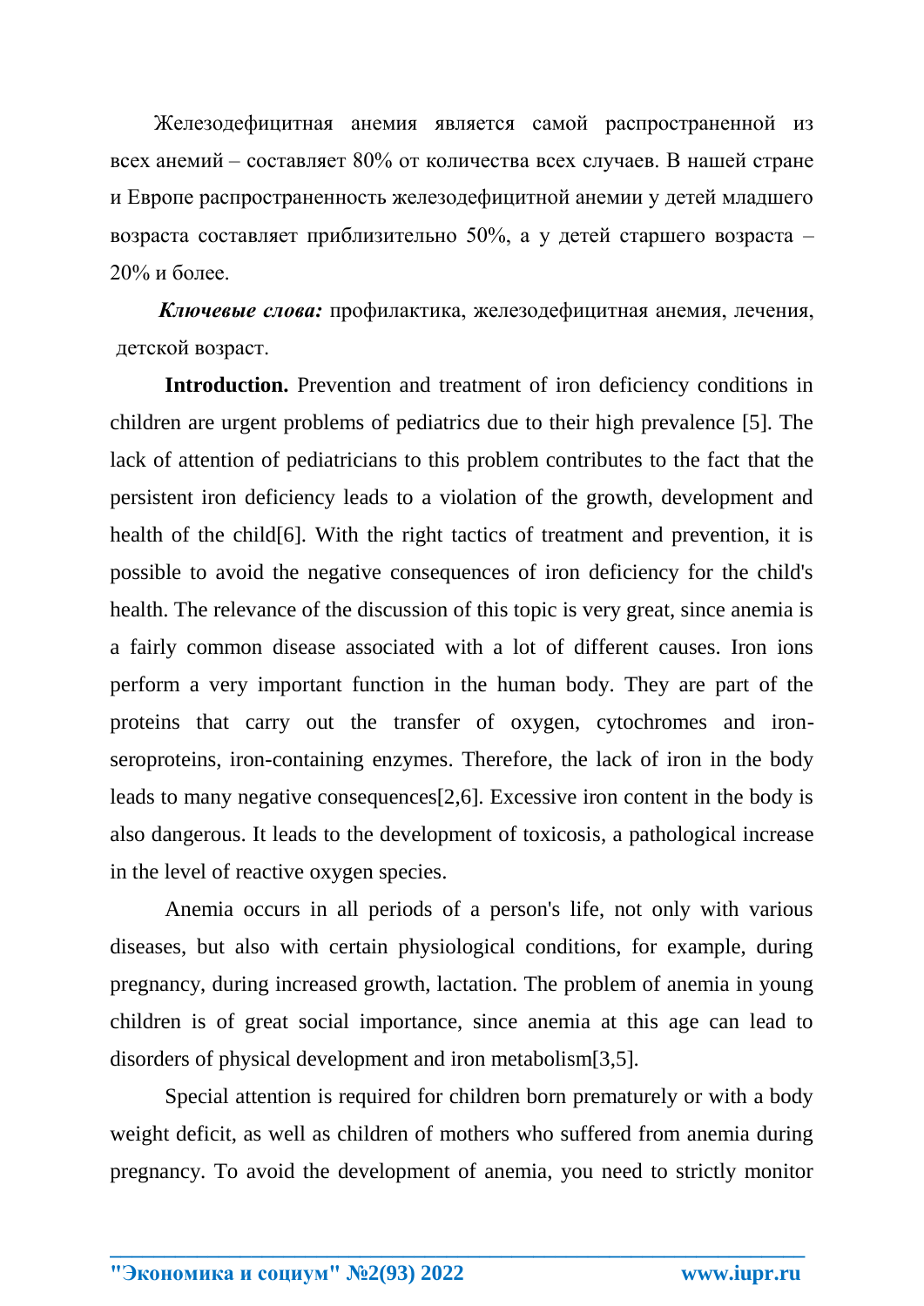Железодефицитная анемия является самой распространенной из всех анемий – составляет 80% от количества всех случаев. В нашей стране и Европе распространенность железодефицитной анемии у детей младшего возраста составляет приблизительно 50%, а у детей старшего возраста – 20% и более.

***Ключевые слова:*** профилактика, железодефицитная анемия, лечения, детской возраст.

**Introduction.** Prevention and treatment of iron deficiency conditions in children are urgent problems of pediatrics due to their high prevalence [5]. The lack of attention of pediatricians to this problem contributes to the fact that the persistent iron deficiency leads to a violation of the growth, development and health of the child[6]. With the right tactics of treatment and prevention, it is possible to avoid the negative consequences of iron deficiency for the child's health. The relevance of the discussion of this topic is very great, since anemia is a fairly common disease associated with a lot of different causes. Iron ions perform a very important function in the human body. They are part of the proteins that carry out the transfer of oxygen, cytochromes and iron-seroproteins, iron-containing enzymes. Therefore, the lack of iron in the body leads to many negative consequences[2,6]. Excessive iron content in the body is also dangerous. It leads to the development of toxicosis, a pathological increase in the level of reactive oxygen species.

Anemia occurs in all periods of a person's life, not only with various diseases, but also with certain physiological conditions, for example, during pregnancy, during increased growth, lactation. The problem of anemia in young children is of great social importance, since anemia at this age can lead to disorders of physical development and iron metabolism[3,5].

Special attention is required for children born prematurely or with a body weight deficit, as well as children of mothers who suffered from anemia during pregnancy. To avoid the development of anemia, you need to strictly monitor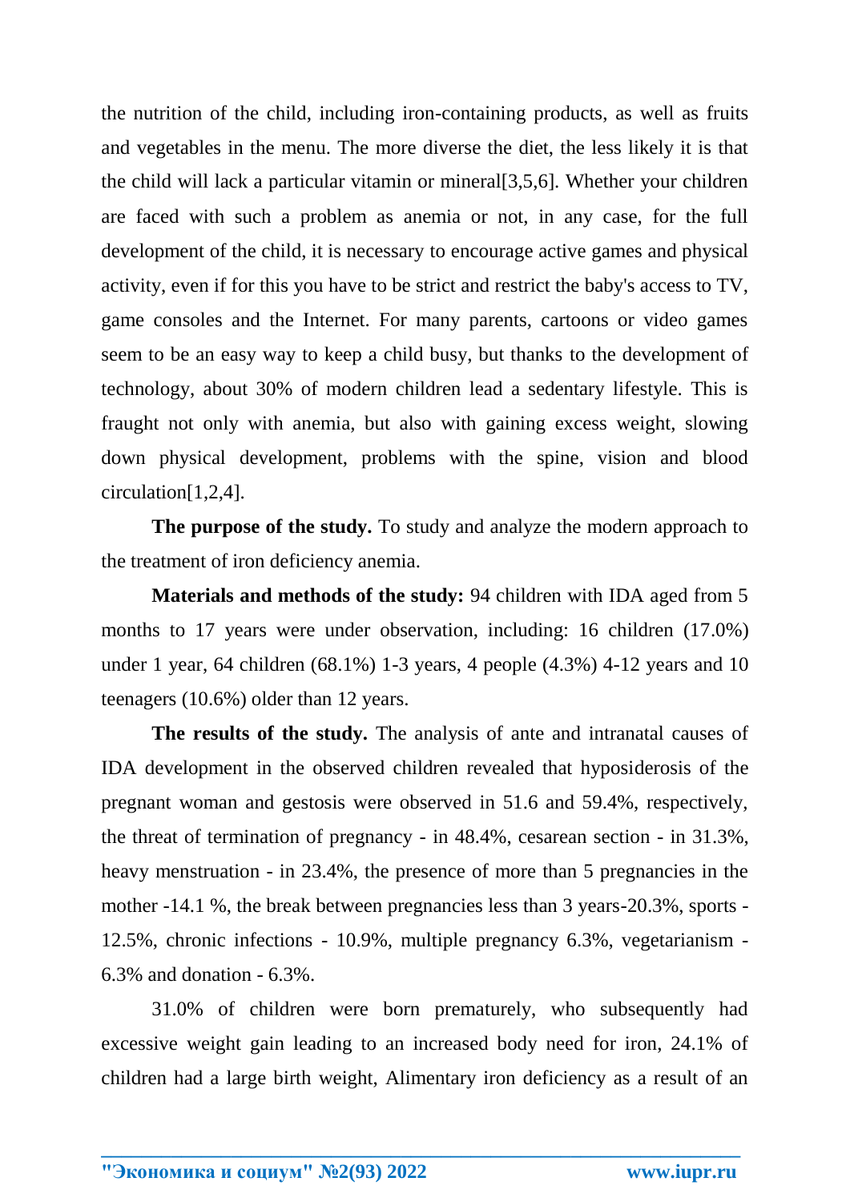the nutrition of the child, including iron-containing products, as well as fruits and vegetables in the menu. The more diverse the diet, the less likely it is that the child will lack a particular vitamin or mineral[3,5,6]. Whether your children are faced with such a problem as anemia or not, in any case, for the full development of the child, it is necessary to encourage active games and physical activity, even if for this you have to be strict and restrict the baby's access to TV, game consoles and the Internet. For many parents, cartoons or video games seem to be an easy way to keep a child busy, but thanks to the development of technology, about 30% of modern children lead a sedentary lifestyle. This is fraught not only with anemia, but also with gaining excess weight, slowing down physical development, problems with the spine, vision and blood circulation[1,2,4].

**The purpose of the study.** To study and analyze the modern approach to the treatment of iron deficiency anemia.

**Materials and methods of the study:** 94 children with IDA aged from 5 months to 17 years were under observation, including: 16 children (17.0%) under 1 year, 64 children (68.1%) 1-3 years, 4 people (4.3%) 4-12 years and 10 teenagers (10.6%) older than 12 years.

**The results of the study.** The analysis of ante and intranatal causes of IDA development in the observed children revealed that hyposiderosis of the pregnant woman and gestosis were observed in 51.6 and 59.4%, respectively, the threat of termination of pregnancy - in 48.4%, cesarean section - in 31.3%, heavy menstruation - in 23.4%, the presence of more than 5 pregnancies in the mother -14.1 %, the break between pregnancies less than 3 years-20.3%, sports - 12.5%, chronic infections - 10.9%, multiple pregnancy 6.3%, vegetarianism - 6.3% and donation - 6.3%.

31.0% of children were born prematurely, who subsequently had excessive weight gain leading to an increased body need for iron, 24.1% of children had a large birth weight, Alimentary iron deficiency as a result of an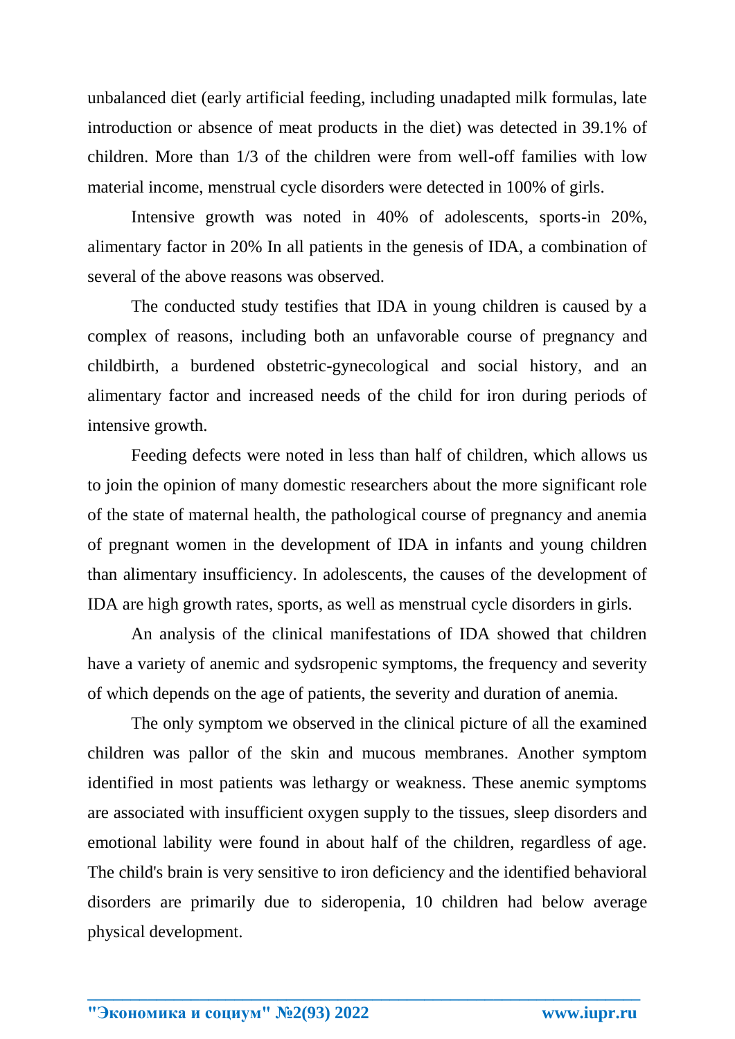unbalanced diet (early artificial feeding, including unadapted milk formulas, late introduction or absence of meat products in the diet) was detected in 39.1% of children. More than 1/3 of the children were from well-off families with low material income, menstrual cycle disorders were detected in 100% of girls.

Intensive growth was noted in 40% of adolescents, sports-in 20%, alimentary factor in 20% In all patients in the genesis of IDA, a combination of several of the above reasons was observed.

The conducted study testifies that IDA in young children is caused by a complex of reasons, including both an unfavorable course of pregnancy and childbirth, a burdened obstetric-gynecological and social history, and an alimentary factor and increased needs of the child for iron during periods of intensive growth.

Feeding defects were noted in less than half of children, which allows us to join the opinion of many domestic researchers about the more significant role of the state of maternal health, the pathological course of pregnancy and anemia of pregnant women in the development of IDA in infants and young children than alimentary insufficiency. In adolescents, the causes of the development of IDA are high growth rates, sports, as well as menstrual cycle disorders in girls.

An analysis of the clinical manifestations of IDA showed that children have a variety of anemic and sydsropenic symptoms, the frequency and severity of which depends on the age of patients, the severity and duration of anemia.

The only symptom we observed in the clinical picture of all the examined children was pallor of the skin and mucous membranes. Another symptom identified in most patients was lethargy or weakness. These anemic symptoms are associated with insufficient oxygen supply to the tissues, sleep disorders and emotional lability were found in about half of the children, regardless of age. The child's brain is very sensitive to iron deficiency and the identified behavioral disorders are primarily due to sideropenia, 10 children had below average physical development.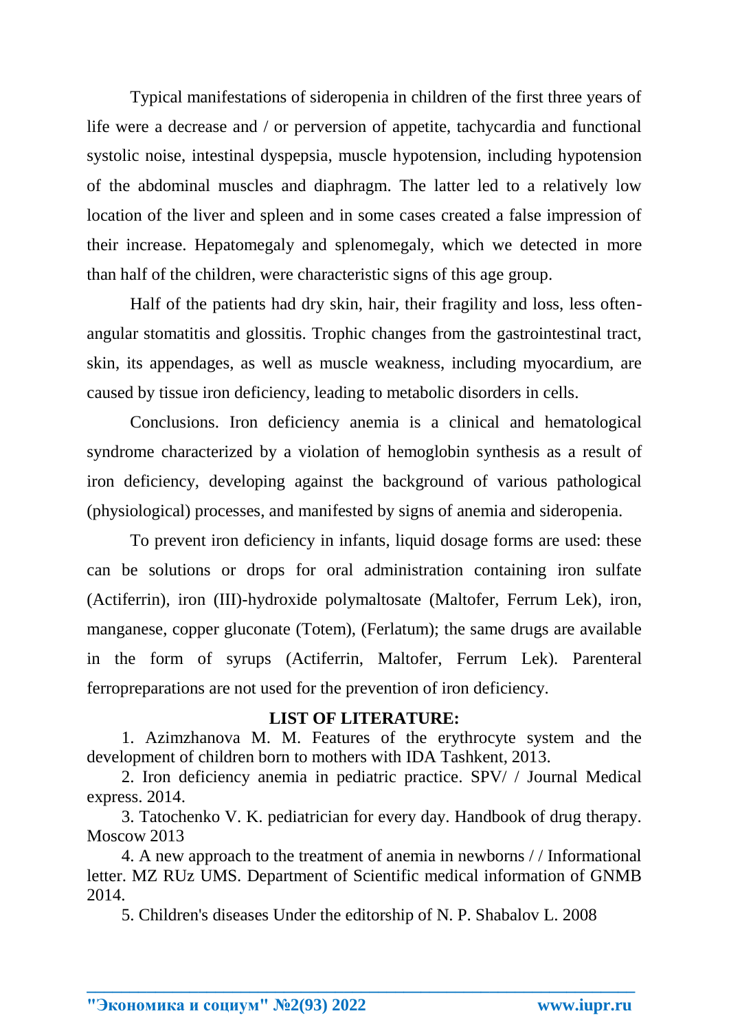Typical manifestations of sideropenia in children of the first three years of life were a decrease and / or perversion of appetite, tachycardia and functional systolic noise, intestinal dyspepsia, muscle hypotension, including hypotension of the abdominal muscles and diaphragm. The latter led to a relatively low location of the liver and spleen and in some cases created a false impression of their increase. Hepatomegaly and splenomegaly, which we detected in more than half of the children, were characteristic signs of this age group.

Half of the patients had dry skin, hair, their fragility and loss, less often-angular stomatitis and glossitis. Trophic changes from the gastrointestinal tract, skin, its appendages, as well as muscle weakness, including myocardium, are caused by tissue iron deficiency, leading to metabolic disorders in cells.

Conclusions. Iron deficiency anemia is a clinical and hematological syndrome characterized by a violation of hemoglobin synthesis as a result of iron deficiency, developing against the background of various pathological (physiological) processes, and manifested by signs of anemia and sideropenia.

To prevent iron deficiency in infants, liquid dosage forms are used: these can be solutions or drops for oral administration containing iron sulfate (Actiferrin), iron (III)-hydroxide polymaltosate (Maltofer, Ferrum Lek), iron, manganese, copper gluconate (Totem), (Ferlatum); the same drugs are available in the form of syrups (Actiferrin, Maltofer, Ferrum Lek). Parenteral ferropreparations are not used for the prevention of iron deficiency.

**LIST OF LITERATURE:**

1. Azimzhanova M. M. Features of the erythrocyte system and the development of children born to mothers with IDA Tashkent, 2013.
2. Iron deficiency anemia in pediatric practice. SPV/ / Journal Medical express. 2014.
3. Tatochenko V. K. pediatrician for every day. Handbook of drug therapy. Moscow 2013
4. A new approach to the treatment of anemia in newborns / / Informational letter. MZ RUz UMS. Department of Scientific medical information of GNMB 2014.
5. Children's diseases Under the editorship of N. P. Shabalov L. 2008